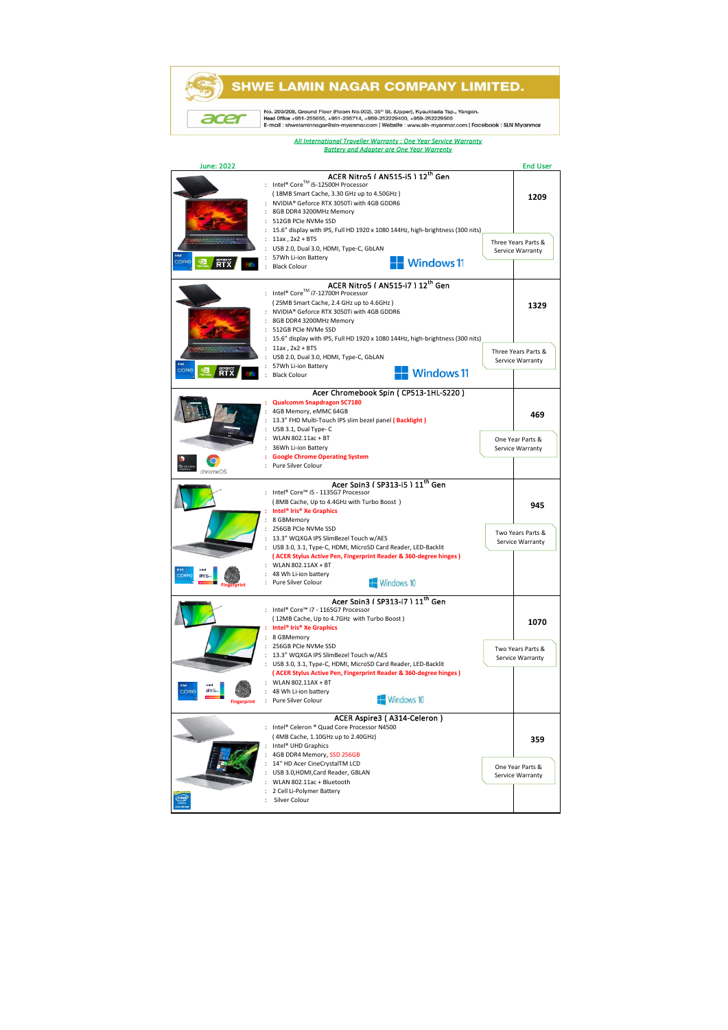# SHWE LAMIN NAGAR COMPANY LIMITED.

No. 200/208, Ground Floor (Room No.002), 35th St. (Upper), Kyauktada Tsp., Yangon.
Head Office +951-255655, +951-255714, +959-252229400, +959-252229500
E-mail : shwelaminnagar@sln-myanmar.com | Website : www.sln-myanmar.com | Facebook : SLN Myanmar

*All International Traveller Warranty : One Year Service Warranty*
*Battery and Adapter are One Year Warrenty*

| June: 2022 | | End User |
|---|---|---|
| | **ACER Nitro5 ( AN515-i5 ) 12th Gen**<br>: Intel® Core™ i5-12500H Processor<br>( 18MB Smart Cache, 3.30 GHz up to 4.50GHz )<br>: NVIDIA® Geforce RTX 3050Ti with 4GB GDDR6<br>: 8GB DDR4 3200MHz Memory<br>: 512GB PCIe NVMe SSD<br>: 15.6" display with IPS, Full HD 1920 x 1080 144Hz, high-brightness (300 nits)<br>: 11ax , 2x2 + BT5<br>: USB 2.0, Dual 3.0, HDMI, Type-C, GbLAN<br>: 57Wh Li-ion Battery<br>: Black Colour<br>Windows 11 | **1209**<br>Three Years Parts & Service Warranty |
| | **ACER Nitro5 ( AN515-i7 ) 12th Gen**<br>: Intel® Core™ i7-12700H Processor<br>( 25MB Smart Cache, 2.4 GHz up to 4.6GHz )<br>: NVIDIA® Geforce RTX 3050Ti with 4GB GDDR6<br>: 8GB DDR4 3200MHz Memory<br>: 512GB PCIe NVMe SSD<br>: 15.6" display with IPS, Full HD 1920 x 1080 144Hz, high-brightness (300 nits)<br>: 11ax , 2x2 + BT5<br>: USB 2.0, Dual 3.0, HDMI, Type-C, GbLAN<br>: 57Wh Li-ion Battery<br>: Black Colour<br>Windows 11 | **1329**<br>Three Years Parts & Service Warranty |
| | **Acer Chromebook Spin ( CP513-1HL-S220 )**<br>: Qualcomm Snapdragon SC7180<br>: 4GB Memory, eMMC 64GB<br>: 13.3" FHD Multi-Touch IPS slim bezel panel ( Backlight )<br>: USB 3.1, Dual Type- C<br>: WLAN 802.11ac + BT<br>: 36Wh Li-ion Battery<br>: Google Chrome Operating System<br>: Pure Silver Colour | **469**<br>One Year Parts & Service Warranty |
| | **Acer Spin3 ( SP313-i5 ) 11th Gen**<br>: Intel® Core™ i5 - 1135G7 Processor<br>( 8MB Cache, Up to 4.4GHz with Turbo Boost )<br>: Intel® Iris® Xe Graphics<br>: 8 GBMemory<br>: 256GB PCIe NVMe SSD<br>: 13.3" WQXGA IPS SlimBezel Touch w/AES<br>: USB 3.0, 3.1, Type-C, HDMI, MicroSD Card Reader, LED-Backlit<br>( ACER Stylus Active Pen, Fingerprint Reader & 360-degree hinges )<br>: WLAN 802.11AX + BT<br>: 48 Wh Li-ion battery<br>: Pure Silver Colour<br>Windows 10 | **945**<br>Two Years Parts & Service Warranty |
| | **Acer Spin3 ( SP313-i7 ) 11th Gen**<br>: Intel® Core™ i7 - 1165G7 Processor<br>( 12MB Cache, Up to 4.7GHz with Turbo Boost )<br>: Intel® Iris® Xe Graphics<br>: 8 GBMemory<br>: 256GB PCIe NVMe SSD<br>: 13.3" WQXGA IPS SlimBezel Touch w/AES<br>: USB 3.0, 3.1, Type-C, HDMI, MicroSD Card Reader, LED-Backlit<br>( ACER Stylus Active Pen, Fingerprint Reader & 360-degree hinges )<br>: WLAN 802.11AX + BT<br>: 48 Wh Li-ion battery<br>: Pure Silver Colour<br>Windows 10 | **1070**<br>Two Years Parts & Service Warranty |
| | **ACER Aspire3 ( A314-Celeron )**<br>: Intel® Celeron ® Quad Core Processor N4500<br>( 4MB Cache, 1.10GHz up to 2.40GHz)<br>: Intel® UHD Graphics<br>: 4GB DDR4 Memory, SSD 256GB<br>: 14" HD Acer CineCrystalTM LCD<br>: USB 3.0,HDMI,Card Reader, GBLAN<br>: WLAN 802.11ac + Bluetooth<br>: 2 Cell Li-Polymer Battery<br>: Silver Colour | **359**<br>One Year Parts & Service Warranty |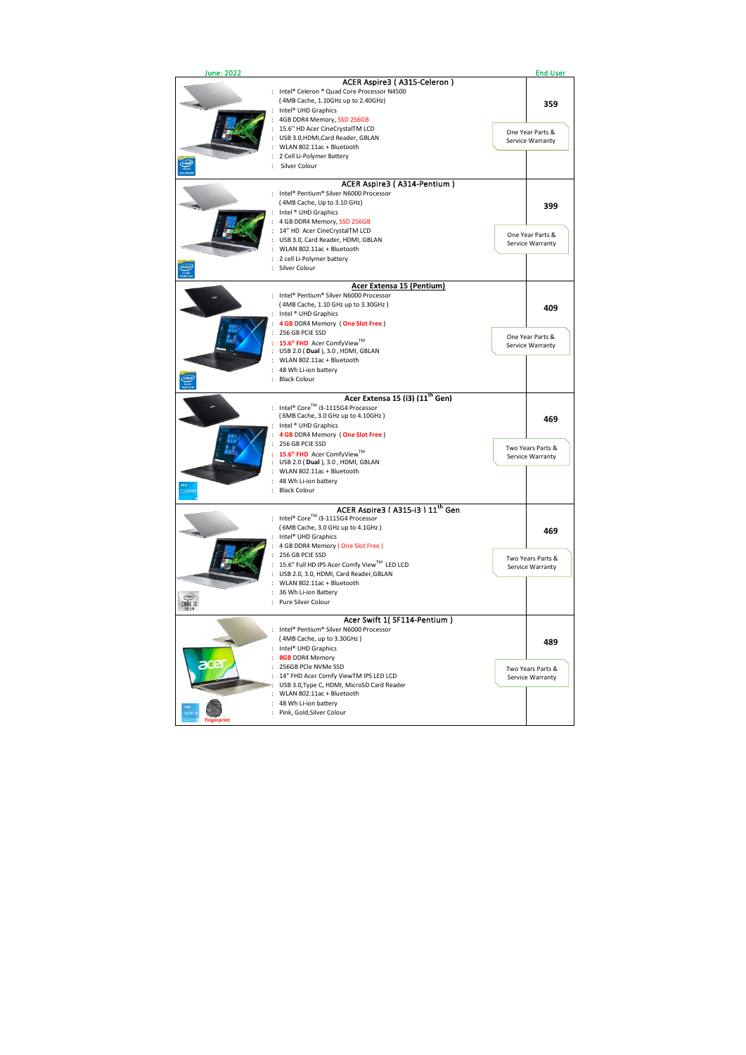June: 2022 End User

| | | |
|---|---|---|
| **ACER Aspire3 ( A315-Celeron )**<br>: Intel® Celeron ® Quad Core Processor N4500<br>( 4MB Cache, 1.10GHz up to 2.40GHz)<br>: Intel® UHD Graphics<br>: 4GB DDR4 Memory, SSD 256GB<br>: 15.6'' HD Acer CineCrystalTM LCD<br>: USB 3.0,HDMI,Card Reader, GBLAN<br>: WLAN 802.11ac + Bluetooth<br>: 2 Cell Li-Polymer Battery<br>: Silver Colour | One Year Parts & Service Warranty | 359 |
| **ACER Aspire3 ( A314-Pentium )**<br>: Intel® Pentium® Silver N6000 Processor<br>( 4MB Cache, Up to 3.10 GHz)<br>: Intel ® UHD Graphics<br>: 4 GB DDR4 Memory, SSD 256GB<br>: 14'' HD Acer CineCrystalTM LCD<br>: USB 3.0, Card Reader, HDMI, GBLAN<br>: WLAN 802.11ac + Bluetooth<br>: 2 cell Li-Polymer battery<br>: Silver Colour | One Year Parts & Service Warranty | 399 |
| **Acer Extensa 15 (Pentium)**<br>: Intel® Pentium® Silver N6000 Processor<br>( 4MB Cache, 1.10 GHz up to 3.30GHz )<br>: Intel ® UHD Graphics<br>: **4 GB** DDR4 Memory ( **One Slot Free** )<br>: 256 GB PCIE SSD<br>: **15.6" FHD** Acer ComfyView™<br>: USB 2.0 ( **Dual** ), 3.0 , HDMI, GBLAN<br>: WLAN 802.11ac + Bluetooth<br>: 48 Wh Li-ion battery<br>: Black Colour | One Year Parts & Service Warranty | 409 |
| **Acer Extensa 15 (i3) (11th Gen)**<br>: Intel® Core™ i3-1115G4 Processor<br>( 6MB Cache, 3.0 GHz up to 4.10GHz )<br>: Intel® UHD Graphics<br>: **4 GB** DDR4 Memory ( **One Slot Free** )<br>: 256 GB PCIE SSD<br>: **15.6" FHD** Acer ComfyView™<br>: USB 2.0 ( **Dual** ), 3.0 , HDMI, GBLAN<br>: WLAN 802.11ac + Bluetooth<br>: 48 Wh Li-ion battery<br>: Black Colour | Two Years Parts & Service Warranty | 469 |
| **ACER Aspire3 ( A315-i3 ) 11th Gen**<br>: Intel® Core™ i3-1115G4 Processor<br>( 6MB Cache, 3.0 GHz up to 4.1GHz )<br>: Intel® UHD Graphics<br>: 4 GB DDR4 Memory ( One Slot Free )<br>: 256 GB PCIE SSD<br>: 15.6" Full HD IPS Acer Comfy View™ LED LCD<br>: USB 2.0, 3.0, HDMI, Card Reader,GBLAN<br>: WLAN 802.11ac + Bluetooth<br>: 36 Wh Li-ion Battery<br>: Pure Silver Colour | Two Years Parts & Service Warranty | 469 |
| **Acer Swift 1( SF114-Pentium )**<br>: Intel® Pentium® Silver N6000 Processor<br>( 4MB Cache, up to 3.30GHz )<br>: Intel® UHD Graphics<br>: **8GB** DDR4 Memory<br>: 256GB PCIe NVMe SSD<br>: 14" FHD Acer Comfy ViewTM IPS LED LCD<br>: USB 3.0,Type C, HDMI, MicroSD Card Reader<br>: WLAN 802.11ac + Bluetooth<br>: 48 Wh Li-ion battery<br>: Pink, Gold,Silver Colour<br>Fingerprint | Two Years Parts & Service Warranty | 489 |